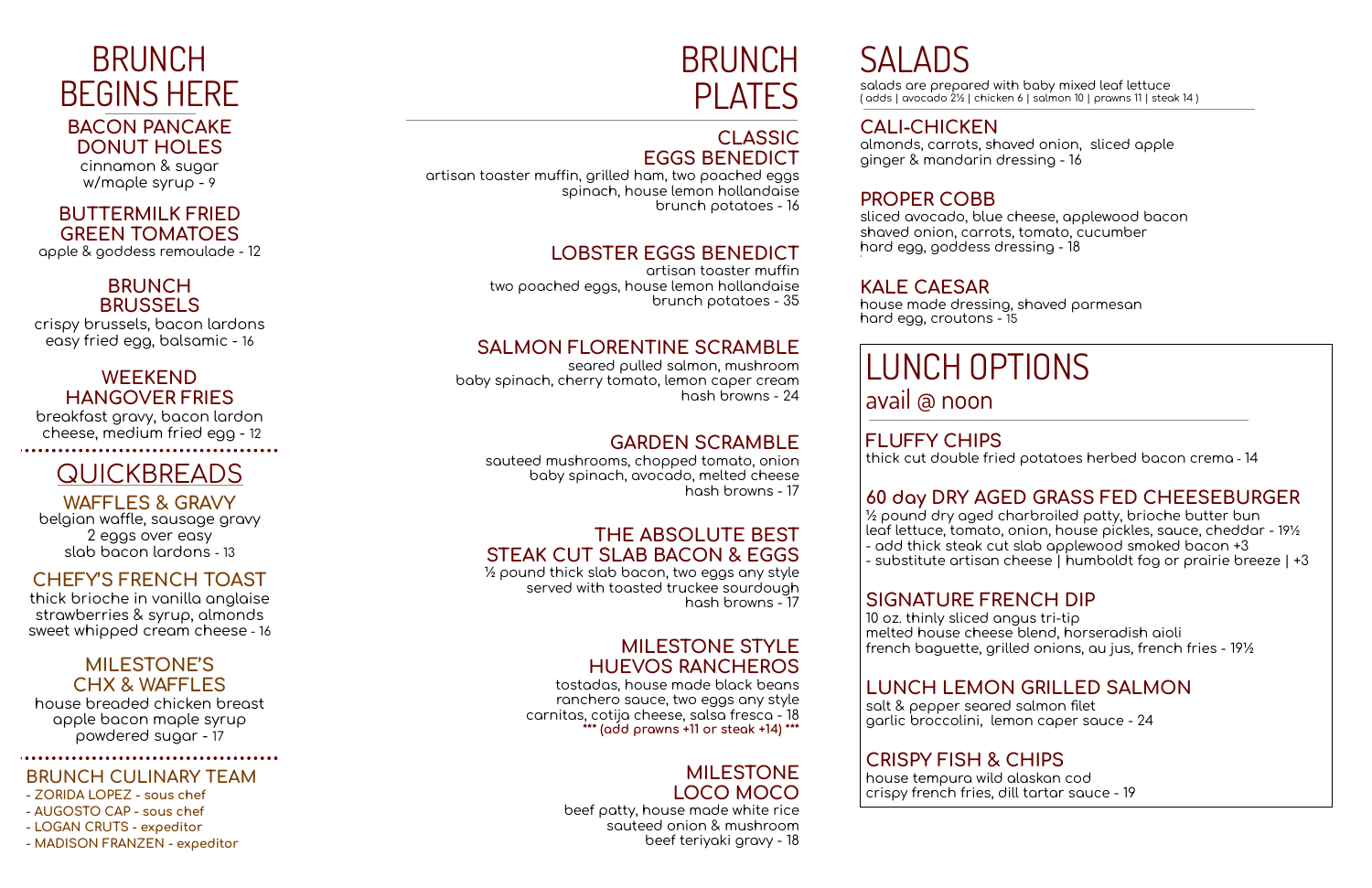# BRUNCH BEGINS HERE

### BACON PANCAKE DONUT HOLES
cinnamon & sugar
w/maple syrup - 9

### BUTTERMILK FRIED GREEN TOMATOES
apple & goddess remoulade - 12

### BRUNCH BRUSSELS
crispy brussels, bacon lardons
easy fried egg, balsamic - 16

### WEEKEND HANGOVER FRIES
breakfast gravy, bacon lardon
cheese, medium fried egg - 12

# QUICKBREADS

### WAFFLES & GRAVY
belgian waffle, sausage gravy
2 eggs over easy
slab bacon lardons - 13

### CHEFY'S FRENCH TOAST
thick brioche in vanilla anglaise
strawberries & syrup, almonds
sweet whipped cream cheese - 16

### MILESTONE'S CHX & WAFFLES
house breaded chicken breast
apple bacon maple syrup
powdered sugar - 17

### BRUNCH CULINARY TEAM
- ZORIDA LOPEZ - sous chef
- AUGOSTO CAP - sous chef
- LOGAN CRUTS - expeditor
- MADISON FRANZEN - expeditor

# BRUNCH PLATES

### CLASSIC EGGS BENEDICT
artisan toaster muffin, grilled ham, two poached eggs
spinach, house lemon hollandaise
brunch potatoes - 16

### LOBSTER EGGS BENEDICT
artisan toaster muffin
two poached eggs, house lemon hollandaise
brunch potatoes - 35

### SALMON FLORENTINE SCRAMBLE
seared pulled salmon, mushroom
baby spinach, cherry tomato, lemon caper cream
hash browns - 24

### GARDEN SCRAMBLE
sauteed mushrooms, chopped tomato, onion
baby spinach, avocado, melted cheese
hash browns - 17

### THE ABSOLUTE BEST STEAK CUT SLAB BACON & EGGS
½ pound thick slab bacon, two eggs any style
served with toasted truckee sourdough
hash browns - 17

### MILESTONE STYLE HUEVOS RANCHEROS
tostadas, house made black beans
ranchero sauce, two eggs any style
carnitas, cotija cheese, salsa fresca - 18
*** (add prawns +11 or steak +14) ***

### MILESTONE LOCO MOCO
beef patty, house made white rice
sauteed onion & mushroom
beef teriyaki gravy - 18

# SALADS
salads are prepared with baby mixed leaf lettuce
( adds | avocado 2½ | chicken 6 | salmon 10 | prawns 11 | steak 14 )

### CALI-CHICKEN
almonds, carrots, shaved onion, sliced apple
ginger & mandarin dressing - 16

### PROPER COBB
sliced avocado, blue cheese, applewood bacon
shaved onion, carrots, tomato, cucumber
hard egg, goddess dressing - 18

### KALE CAESAR
house made dressing, shaved parmesan
hard egg, croutons - 15

# LUNCH OPTIONS
avail @ noon

### FLUFFY CHIPS
thick cut double fried potatoes herbed bacon crema - 14

### 60 day DRY AGED GRASS FED CHEESEBURGER
½ pound dry aged charbroiled patty, brioche butter bun
leaf lettuce, tomato, onion, house pickles, sauce, cheddar - 19½
- add thick steak cut slab applewood smoked bacon +3
- substitute artisan cheese | humboldt fog or prairie breeze | +3

### SIGNATURE FRENCH DIP
10 oz. thinly sliced angus tri-tip
melted house cheese blend, horseradish aioli
french baguette, grilled onions, au jus, french fries - 19½

### LUNCH LEMON GRILLED SALMON
salt & pepper seared salmon filet
garlic broccolini, lemon caper sauce - 24

### CRISPY FISH & CHIPS
house tempura wild alaskan cod
crispy french fries, dill tartar sauce - 19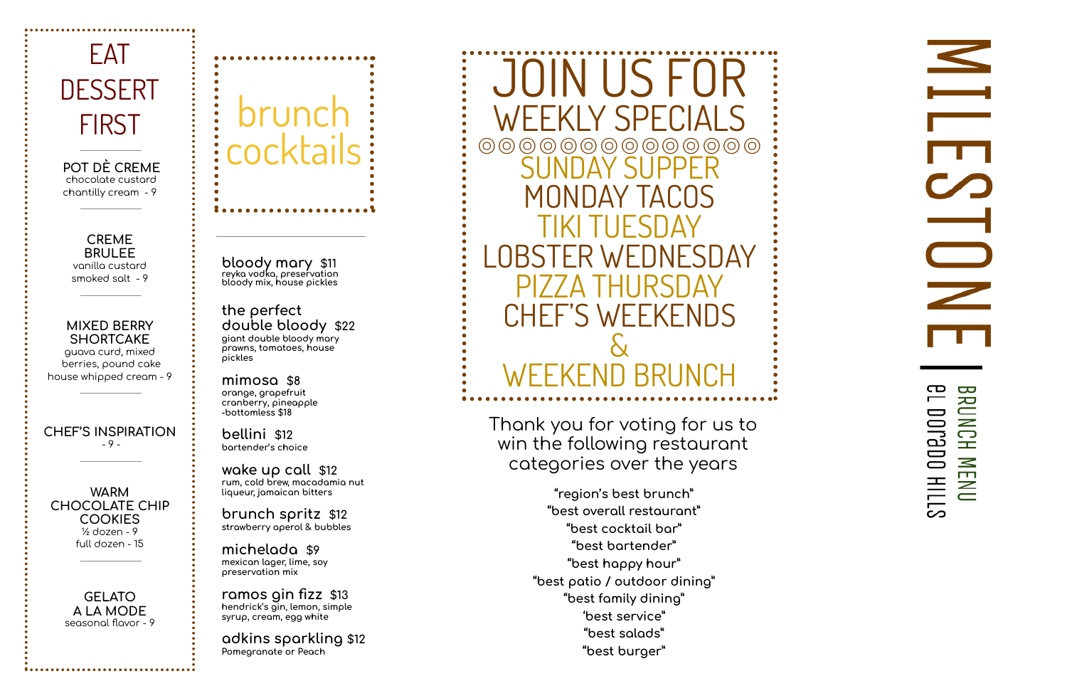# EAT DESSERT FIRST

**POT DÈ CREME**
chocolate custard
chantilly cream - 9

**CREME BRULEE**
vanilla custard
smoked salt - 9

**MIXED BERRY SHORTCAKE**
guava curd, mixed berries, pound cake
house whipped cream - 9

**CHEF'S INSPIRATION**
- 9 -

**WARM CHOCOLATE CHIP COOKIES**
½ dozen - 9
full dozen - 15

**GELATO A LA MODE**
seasonal flavor - 9

# brunch cocktails

**bloody mary** $11
reyka vodka, preservation bloody mix, house pickles

**the perfect double bloody** $22
giant double bloody mary prawns, tomatoes, house pickles

**mimosa** $8
orange, grapefruit cranberry, pineapple
-bottomless $18

**bellini** $12
bartender's choice

**wake up call** $12
rum, cold brew, macadamia nut liqueur, jamaican bitters

**brunch spritz** $12
strawberry aperol & bubbles

**michelada** $9
mexican lager, lime, soy preservation mix

**ramos gin fizz** $13
hendrick's gin, lemon, simple syrup, cream, egg white

**adkins sparkling** $12
Pomegranate or Peach

# JOIN US FOR WEEKLY SPECIALS

SUNDAY SUPPER
MONDAY TACOS
TIKI TUESDAY
LOBSTER WEDNESDAY
PIZZA THURSDAY
CHEF'S WEEKENDS
&
WEEKEND BRUNCH

Thank you for voting for us to win the following restaurant categories over the years

"region's best brunch"
"best overall restaurant"
"best cocktail bar"
"best bartender"
"best happy hour"
"best patio / outdoor dining"
"best family dining"
'best service"
"best salads"
"best burger"

# MILESTONE

BRUNCH MENU
EL DORADO HILLS